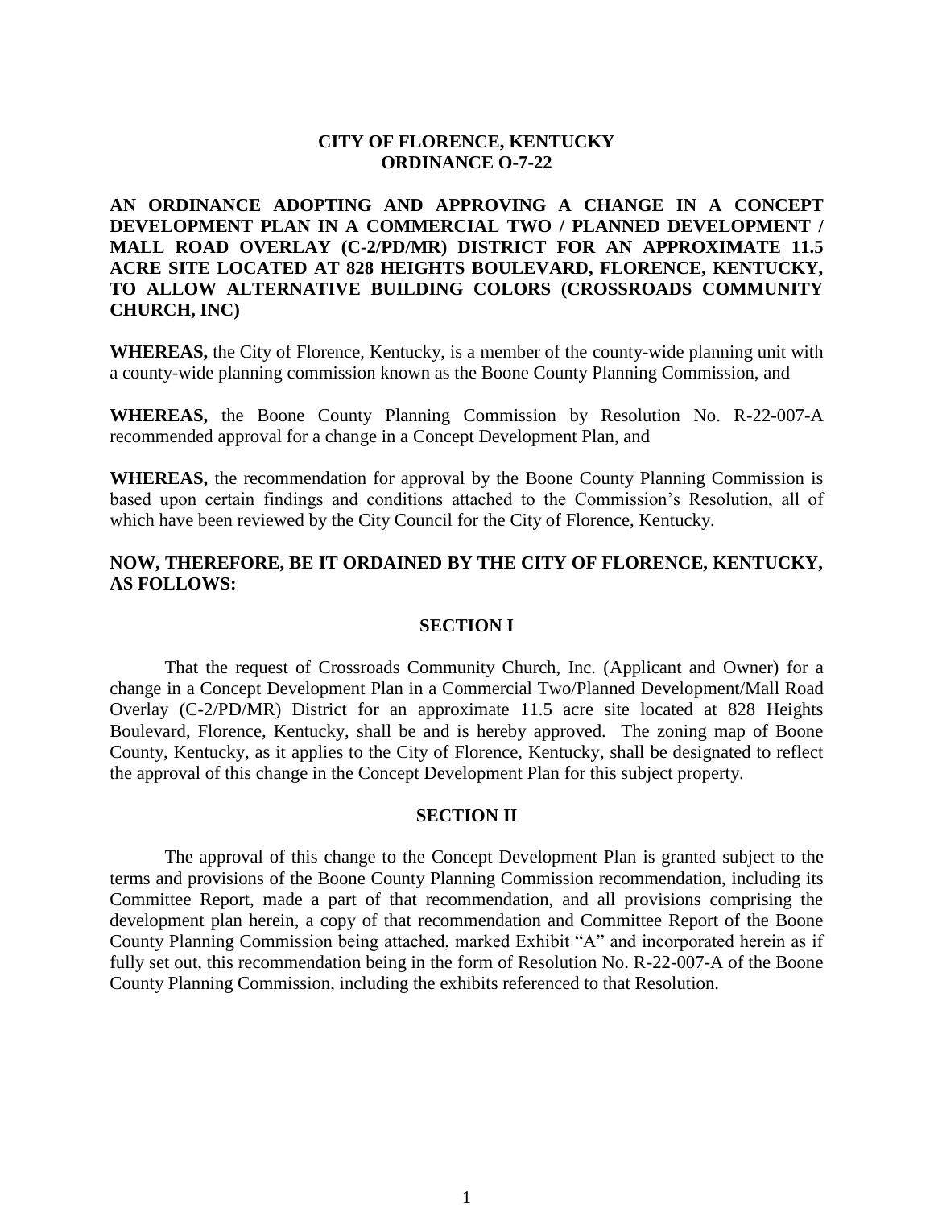**CITY OF FLORENCE, KENTUCKY**
**ORDINANCE O-7-22**

**AN ORDINANCE ADOPTING AND APPROVING A CHANGE IN A CONCEPT DEVELOPMENT PLAN IN A COMMERCIAL TWO / PLANNED DEVELOPMENT / MALL ROAD OVERLAY (C-2/PD/MR) DISTRICT FOR AN APPROXIMATE 11.5 ACRE SITE LOCATED AT 828 HEIGHTS BOULEVARD, FLORENCE, KENTUCKY, TO ALLOW ALTERNATIVE BUILDING COLORS (CROSSROADS COMMUNITY CHURCH, INC)**

**WHEREAS,** the City of Florence, Kentucky, is a member of the county-wide planning unit with a county-wide planning commission known as the Boone County Planning Commission, and

**WHEREAS,** the Boone County Planning Commission by Resolution No. R-22-007-A recommended approval for a change in a Concept Development Plan, and

**WHEREAS,** the recommendation for approval by the Boone County Planning Commission is based upon certain findings and conditions attached to the Commission's Resolution, all of which have been reviewed by the City Council for the City of Florence, Kentucky.

**NOW, THEREFORE, BE IT ORDAINED BY THE CITY OF FLORENCE, KENTUCKY, AS FOLLOWS:**

**SECTION I**

That the request of Crossroads Community Church, Inc. (Applicant and Owner) for a change in a Concept Development Plan in a Commercial Two/Planned Development/Mall Road Overlay (C-2/PD/MR) District for an approximate 11.5 acre site located at 828 Heights Boulevard, Florence, Kentucky, shall be and is hereby approved. The zoning map of Boone County, Kentucky, as it applies to the City of Florence, Kentucky, shall be designated to reflect the approval of this change in the Concept Development Plan for this subject property.

**SECTION II**

The approval of this change to the Concept Development Plan is granted subject to the terms and provisions of the Boone County Planning Commission recommendation, including its Committee Report, made a part of that recommendation, and all provisions comprising the development plan herein, a copy of that recommendation and Committee Report of the Boone County Planning Commission being attached, marked Exhibit "A" and incorporated herein as if fully set out, this recommendation being in the form of Resolution No. R-22-007-A of the Boone County Planning Commission, including the exhibits referenced to that Resolution.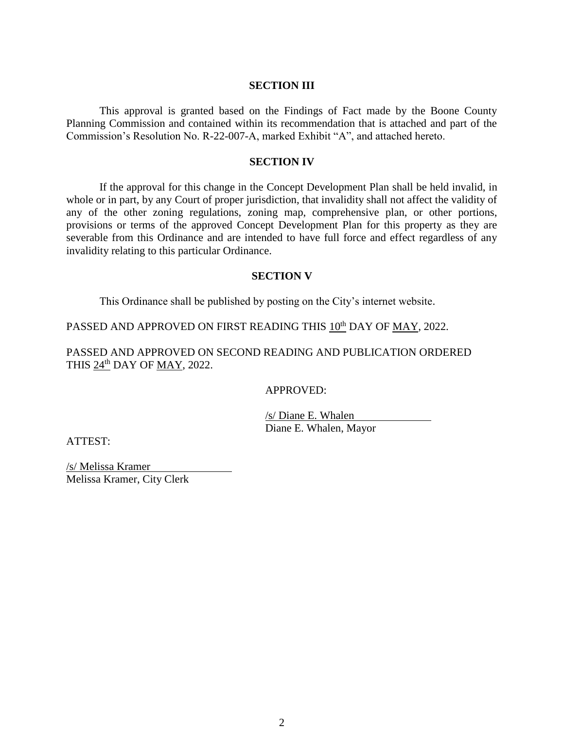## SECTION III

This approval is granted based on the Findings of Fact made by the Boone County Planning Commission and contained within its recommendation that is attached and part of the Commission's Resolution No. R-22-007-A, marked Exhibit "A", and attached hereto.

## SECTION IV

If the approval for this change in the Concept Development Plan shall be held invalid, in whole or in part, by any Court of proper jurisdiction, that invalidity shall not affect the validity of any of the other zoning regulations, zoning map, comprehensive plan, or other portions, provisions or terms of the approved Concept Development Plan for this property as they are severable from this Ordinance and are intended to have full force and effect regardless of any invalidity relating to this particular Ordinance.

## SECTION V

This Ordinance shall be published by posting on the City's internet website.

PASSED AND APPROVED ON FIRST READING THIS 10th DAY OF MAY, 2022.

PASSED AND APPROVED ON SECOND READING AND PUBLICATION ORDERED THIS 24th DAY OF MAY, 2022.

APPROVED:

/s/ Diane E. Whalen
Diane E. Whalen, Mayor

ATTEST:

/s/ Melissa Kramer
Melissa Kramer, City Clerk